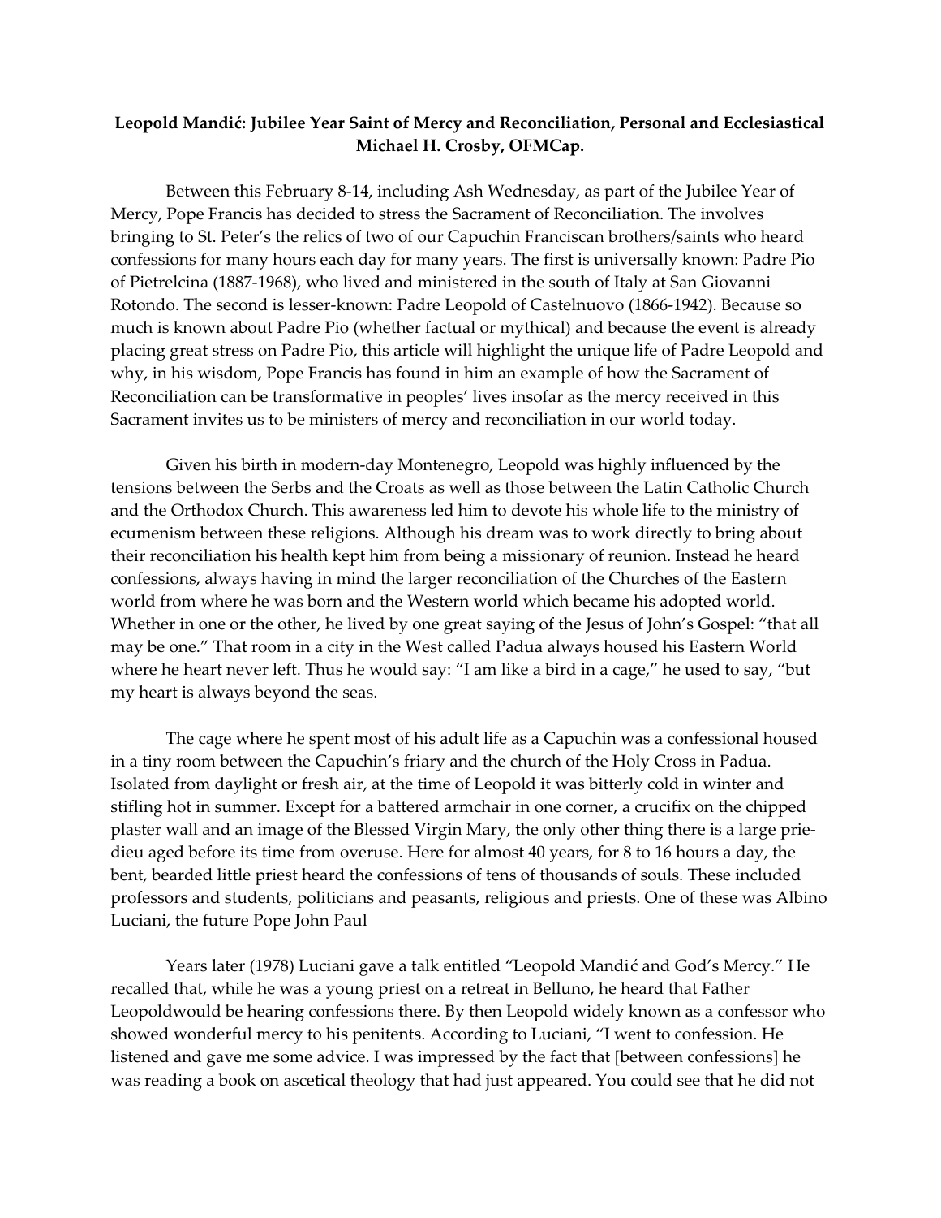**Leopold Mandić: Jubilee Year Saint of Mercy and Reconciliation, Personal and Ecclesiastical**
**Michael H. Crosby, OFMCap.**

Between this February 8-14, including Ash Wednesday, as part of the Jubilee Year of Mercy, Pope Francis has decided to stress the Sacrament of Reconciliation. The involves bringing to St. Peter's the relics of two of our Capuchin Franciscan brothers/saints who heard confessions for many hours each day for many years. The first is universally known: Padre Pio of Pietrelcina (1887-1968), who lived and ministered in the south of Italy at San Giovanni Rotondo. The second is lesser-known: Padre Leopold of Castelnuovo (1866-1942). Because so much is known about Padre Pio (whether factual or mythical) and because the event is already placing great stress on Padre Pio, this article will highlight the unique life of Padre Leopold and why, in his wisdom, Pope Francis has found in him an example of how the Sacrament of Reconciliation can be transformative in peoples' lives insofar as the mercy received in this Sacrament invites us to be ministers of mercy and reconciliation in our world today.

Given his birth in modern-day Montenegro, Leopold was highly influenced by the tensions between the Serbs and the Croats as well as those between the Latin Catholic Church and the Orthodox Church. This awareness led him to devote his whole life to the ministry of ecumenism between these religions. Although his dream was to work directly to bring about their reconciliation his health kept him from being a missionary of reunion. Instead he heard confessions, always having in mind the larger reconciliation of the Churches of the Eastern world from where he was born and the Western world which became his adopted world. Whether in one or the other, he lived by one great saying of the Jesus of John's Gospel: "that all may be one." That room in a city in the West called Padua always housed his Eastern World where he heart never left. Thus he would say: "I am like a bird in a cage," he used to say, "but my heart is always beyond the seas.

The cage where he spent most of his adult life as a Capuchin was a confessional housed in a tiny room between the Capuchin's friary and the church of the Holy Cross in Padua. Isolated from daylight or fresh air, at the time of Leopold it was bitterly cold in winter and stifling hot in summer. Except for a battered armchair in one corner, a crucifix on the chipped plaster wall and an image of the Blessed Virgin Mary, the only other thing there is a large prie-dieu aged before its time from overuse. Here for almost 40 years, for 8 to 16 hours a day, the bent, bearded little priest heard the confessions of tens of thousands of souls. These included professors and students, politicians and peasants, religious and priests. One of these was Albino Luciani, the future Pope John Paul

Years later (1978) Luciani gave a talk entitled "Leopold Mandić and God's Mercy." He recalled that, while he was a young priest on a retreat in Belluno, he heard that Father Leopoldwould be hearing confessions there. By then Leopold widely known as a confessor who showed wonderful mercy to his penitents. According to Luciani, "I went to confession. He listened and gave me some advice. I was impressed by the fact that [between confessions] he was reading a book on ascetical theology that had just appeared. You could see that he did not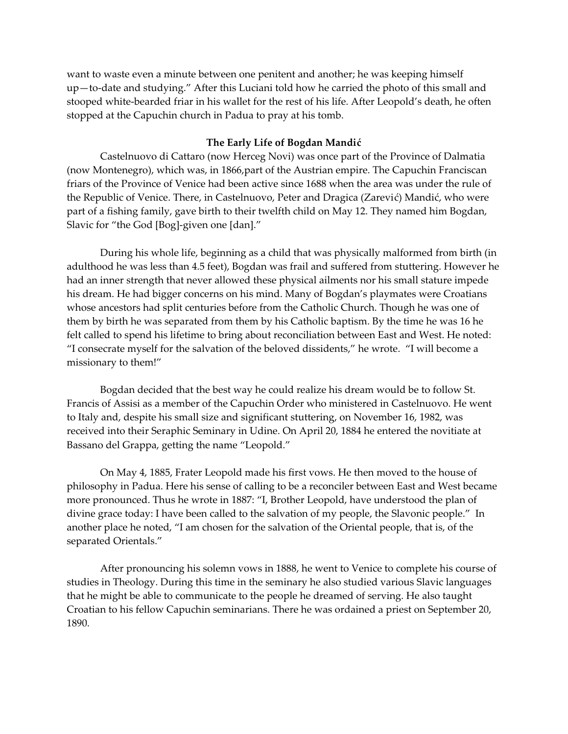want to waste even a minute between one penitent and another; he was keeping himself up—to-date and studying." After this Luciani told how he carried the photo of this small and stooped white-bearded friar in his wallet for the rest of his life. After Leopold's death, he often stopped at the Capuchin church in Padua to pray at his tomb.

**The Early Life of Bogdan Mandić**

Castelnuovo di Cattaro (now Herceg Novi) was once part of the Province of Dalmatia (now Montenegro), which was, in 1866,part of the Austrian empire. The Capuchin Franciscan friars of the Province of Venice had been active since 1688 when the area was under the rule of the Republic of Venice. There, in Castelnuovo, Peter and Dragica (Zarević) Mandić, who were part of a fishing family, gave birth to their twelfth child on May 12. They named him Bogdan, Slavic for "the God [Bog]-given one [dan]."

During his whole life, beginning as a child that was physically malformed from birth (in adulthood he was less than 4.5 feet), Bogdan was frail and suffered from stuttering. However he had an inner strength that never allowed these physical ailments nor his small stature impede his dream. He had bigger concerns on his mind. Many of Bogdan's playmates were Croatians whose ancestors had split centuries before from the Catholic Church. Though he was one of them by birth he was separated from them by his Catholic baptism. By the time he was 16 he felt called to spend his lifetime to bring about reconciliation between East and West. He noted: "I consecrate myself for the salvation of the beloved dissidents," he wrote. "I will become a missionary to them!"

Bogdan decided that the best way he could realize his dream would be to follow St. Francis of Assisi as a member of the Capuchin Order who ministered in Castelnuovo. He went to Italy and, despite his small size and significant stuttering, on November 16, 1982, was received into their Seraphic Seminary in Udine. On April 20, 1884 he entered the novitiate at Bassano del Grappa, getting the name "Leopold."

On May 4, 1885, Frater Leopold made his first vows. He then moved to the house of philosophy in Padua. Here his sense of calling to be a reconciler between East and West became more pronounced. Thus he wrote in 1887: "I, Brother Leopold, have understood the plan of divine grace today: I have been called to the salvation of my people, the Slavonic people." In another place he noted, "I am chosen for the salvation of the Oriental people, that is, of the separated Orientals."

After pronouncing his solemn vows in 1888, he went to Venice to complete his course of studies in Theology. During this time in the seminary he also studied various Slavic languages that he might be able to communicate to the people he dreamed of serving. He also taught Croatian to his fellow Capuchin seminarians. There he was ordained a priest on September 20, 1890.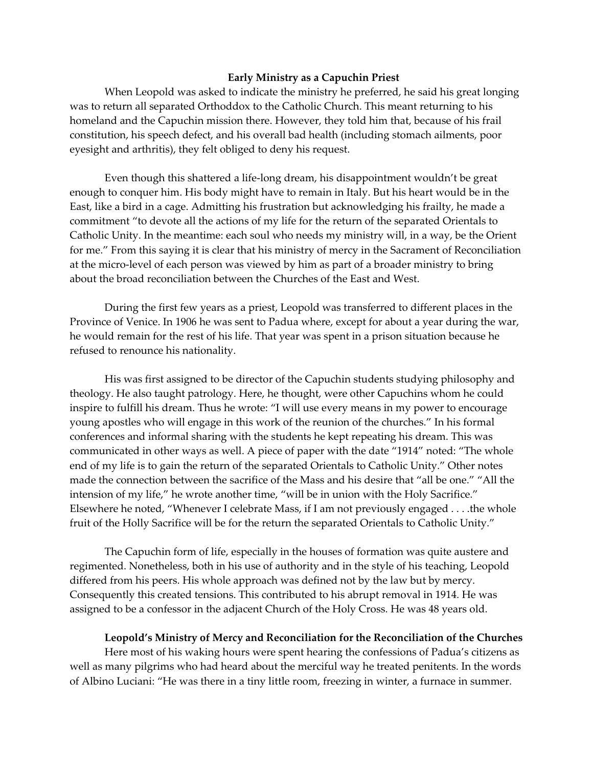### Early Ministry as a Capuchin Priest

When Leopold was asked to indicate the ministry he preferred, he said his great longing was to return all separated Orthoddox to the Catholic Church. This meant returning to his homeland and the Capuchin mission there. However, they told him that, because of his frail constitution, his speech defect, and his overall bad health (including stomach ailments, poor eyesight and arthritis), they felt obliged to deny his request.

Even though this shattered a life-long dream, his disappointment wouldn't be great enough to conquer him. His body might have to remain in Italy. But his heart would be in the East, like a bird in a cage. Admitting his frustration but acknowledging his frailty, he made a commitment "to devote all the actions of my life for the return of the separated Orientals to Catholic Unity. In the meantime: each soul who needs my ministry will, in a way, be the Orient for me." From this saying it is clear that his ministry of mercy in the Sacrament of Reconciliation at the micro-level of each person was viewed by him as part of a broader ministry to bring about the broad reconciliation between the Churches of the East and West.

During the first few years as a priest, Leopold was transferred to different places in the Province of Venice. In 1906 he was sent to Padua where, except for about a year during the war, he would remain for the rest of his life. That year was spent in a prison situation because he refused to renounce his nationality.

His was first assigned to be director of the Capuchin students studying philosophy and theology. He also taught patrology. Here, he thought, were other Capuchins whom he could inspire to fulfill his dream. Thus he wrote: "I will use every means in my power to encourage young apostles who will engage in this work of the reunion of the churches." In his formal conferences and informal sharing with the students he kept repeating his dream. This was communicated in other ways as well. A piece of paper with the date "1914" noted: "The whole end of my life is to gain the return of the separated Orientals to Catholic Unity." Other notes made the connection between the sacrifice of the Mass and his desire that "all be one." "All the intension of my life," he wrote another time, "will be in union with the Holy Sacrifice." Elsewhere he noted, "Whenever I celebrate Mass, if I am not previously engaged . . . .the whole fruit of the Holly Sacrifice will be for the return the separated Orientals to Catholic Unity."

The Capuchin form of life, especially in the houses of formation was quite austere and regimented. Nonetheless, both in his use of authority and in the style of his teaching, Leopold differed from his peers. His whole approach was defined not by the law but by mercy. Consequently this created tensions. This contributed to his abrupt removal in 1914. He was assigned to be a confessor in the adjacent Church of the Holy Cross. He was 48 years old.

### Leopold's Ministry of Mercy and Reconciliation for the Reconciliation of the Churches

Here most of his waking hours were spent hearing the confessions of Padua's citizens as well as many pilgrims who had heard about the merciful way he treated penitents. In the words of Albino Luciani: "He was there in a tiny little room, freezing in winter, a furnace in summer.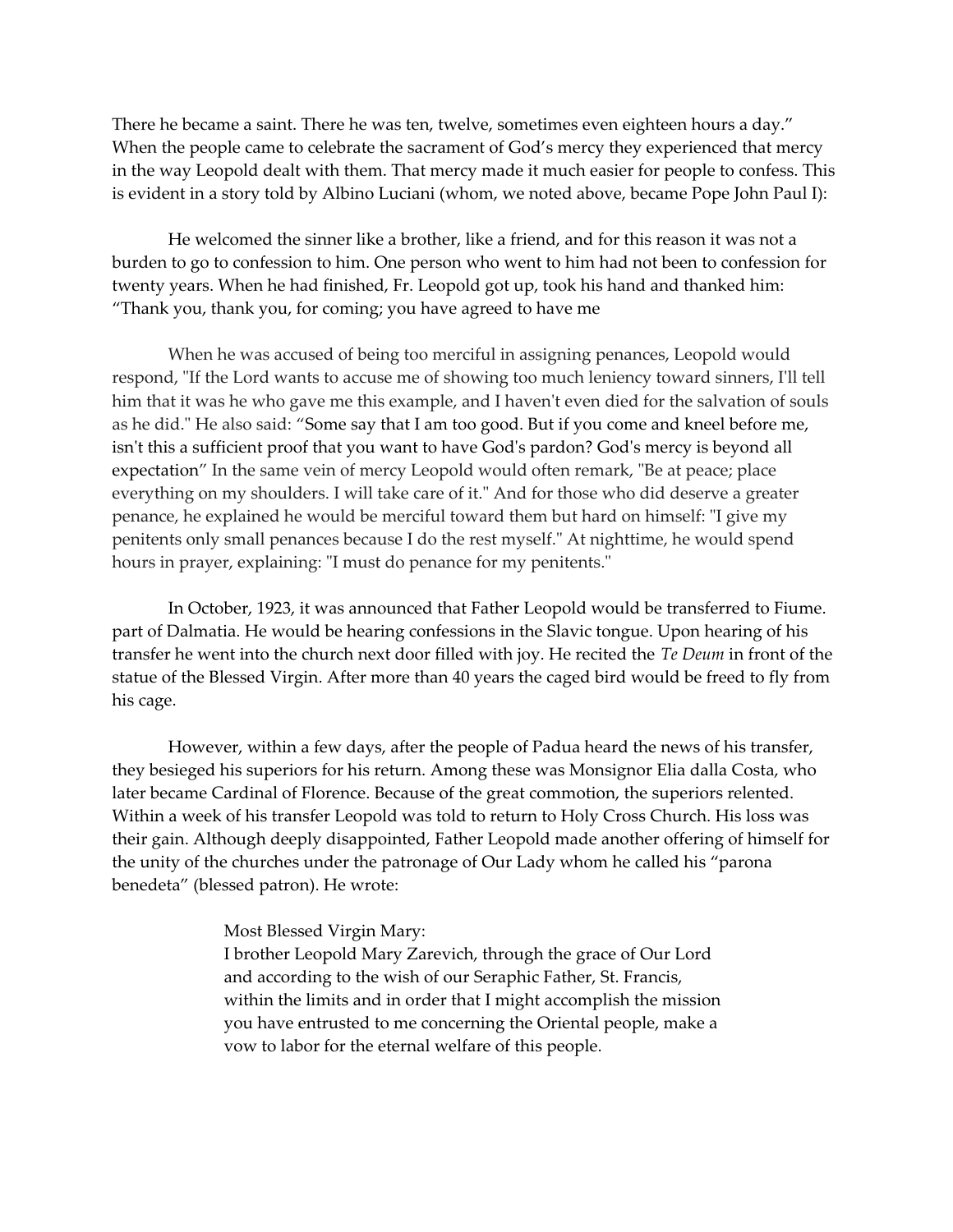There he became a saint. There he was ten, twelve, sometimes even eighteen hours a day." When the people came to celebrate the sacrament of God's mercy they experienced that mercy in the way Leopold dealt with them. That mercy made it much easier for people to confess. This is evident in a story told by Albino Luciani (whom, we noted above, became Pope John Paul I):

He welcomed the sinner like a brother, like a friend, and for this reason it was not a burden to go to confession to him. One person who went to him had not been to confession for twenty years. When he had finished, Fr. Leopold got up, took his hand and thanked him: "Thank you, thank you, for coming; you have agreed to have me

When he was accused of being too merciful in assigning penances, Leopold would respond, "If the Lord wants to accuse me of showing too much leniency toward sinners, I'll tell him that it was he who gave me this example, and I haven't even died for the salvation of souls as he did." He also said: "Some say that I am too good. But if you come and kneel before me, isn't this a sufficient proof that you want to have God's pardon? God's mercy is beyond all expectation" In the same vein of mercy Leopold would often remark, "Be at peace; place everything on my shoulders. I will take care of it." And for those who did deserve a greater penance, he explained he would be merciful toward them but hard on himself: "I give my penitents only small penances because I do the rest myself." At nighttime, he would spend hours in prayer, explaining: "I must do penance for my penitents."

In October, 1923, it was announced that Father Leopold would be transferred to Fiume. part of Dalmatia. He would be hearing confessions in the Slavic tongue. Upon hearing of his transfer he went into the church next door filled with joy. He recited the *Te Deum* in front of the statue of the Blessed Virgin. After more than 40 years the caged bird would be freed to fly from his cage.

However, within a few days, after the people of Padua heard the news of his transfer, they besieged his superiors for his return. Among these was Monsignor Elia dalla Costa, who later became Cardinal of Florence. Because of the great commotion, the superiors relented. Within a week of his transfer Leopold was told to return to Holy Cross Church. His loss was their gain. Although deeply disappointed, Father Leopold made another offering of himself for the unity of the churches under the patronage of Our Lady whom he called his "parona benedeta" (blessed patron). He wrote:

> Most Blessed Virgin Mary:
> I brother Leopold Mary Zarevich, through the grace of Our Lord and according to the wish of our Seraphic Father, St. Francis, within the limits and in order that I might accomplish the mission you have entrusted to me concerning the Oriental people, make a vow to labor for the eternal welfare of this people.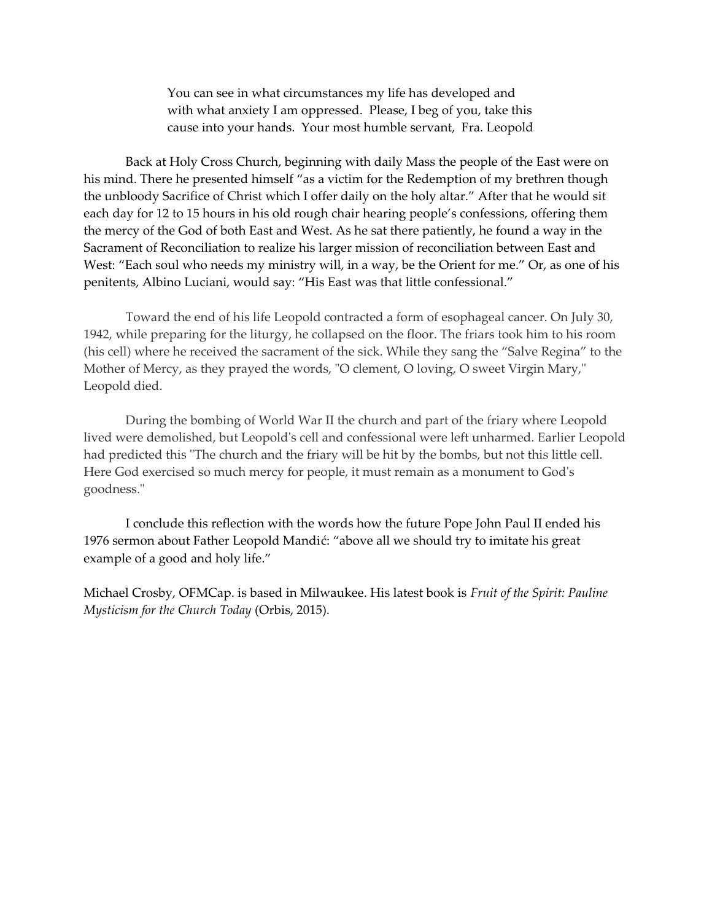> You can see in what circumstances my life has developed and with what anxiety I am oppressed. Please, I beg of you, take this cause into your hands. Your most humble servant, Fra. Leopold

Back at Holy Cross Church, beginning with daily Mass the people of the East were on his mind. There he presented himself "as a victim for the Redemption of my brethren though the unbloody Sacrifice of Christ which I offer daily on the holy altar." After that he would sit each day for 12 to 15 hours in his old rough chair hearing people's confessions, offering them the mercy of the God of both East and West. As he sat there patiently, he found a way in the Sacrament of Reconciliation to realize his larger mission of reconciliation between East and West: "Each soul who needs my ministry will, in a way, be the Orient for me." Or, as one of his penitents, Albino Luciani, would say: "His East was that little confessional."

Toward the end of his life Leopold contracted a form of esophageal cancer. On July 30, 1942, while preparing for the liturgy, he collapsed on the floor. The friars took him to his room (his cell) where he received the sacrament of the sick. While they sang the "Salve Regina" to the Mother of Mercy, as they prayed the words, "O clement, O loving, O sweet Virgin Mary," Leopold died.

During the bombing of World War II the church and part of the friary where Leopold lived were demolished, but Leopold's cell and confessional were left unharmed. Earlier Leopold had predicted this "The church and the friary will be hit by the bombs, but not this little cell. Here God exercised so much mercy for people, it must remain as a monument to God's goodness."

I conclude this reflection with the words how the future Pope John Paul II ended his 1976 sermon about Father Leopold Mandić: "above all we should try to imitate his great example of a good and holy life."

Michael Crosby, OFMCap. is based in Milwaukee. His latest book is *Fruit of the Spirit: Pauline Mysticism for the Church Today* (Orbis, 2015).